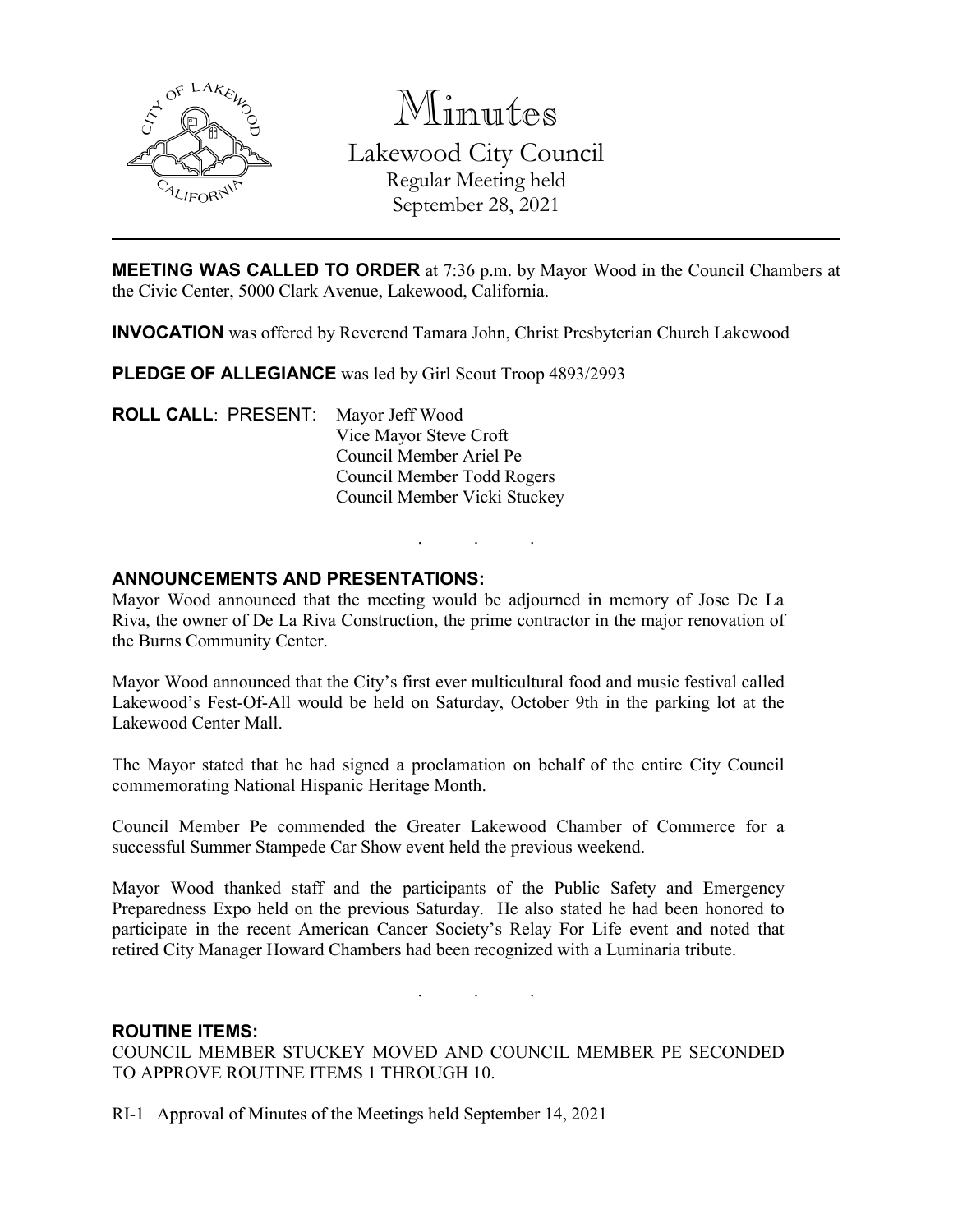# Minutes

Lakewood City Council
Regular Meeting held
September 28, 2021

---

**MEETING WAS CALLED TO ORDER** at 7:36 p.m. by Mayor Wood in the Council Chambers at the Civic Center, 5000 Clark Avenue, Lakewood, California.

**INVOCATION** was offered by Reverend Tamara John, Christ Presbyterian Church Lakewood

**PLEDGE OF ALLEGIANCE** was led by Girl Scout Troop 4893/2993

**ROLL CALL**: PRESENT: Mayor Jeff Wood
Vice Mayor Steve Croft
Council Member Ariel Pe
Council Member Todd Rogers
Council Member Vicki Stuckey

. . .

**ANNOUNCEMENTS AND PRESENTATIONS:**

Mayor Wood announced that the meeting would be adjourned in memory of Jose De La Riva, the owner of De La Riva Construction, the prime contractor in the major renovation of the Burns Community Center.

Mayor Wood announced that the City's first ever multicultural food and music festival called Lakewood's Fest-Of-All would be held on Saturday, October 9th in the parking lot at the Lakewood Center Mall.

The Mayor stated that he had signed a proclamation on behalf of the entire City Council commemorating National Hispanic Heritage Month.

Council Member Pe commended the Greater Lakewood Chamber of Commerce for a successful Summer Stampede Car Show event held the previous weekend.

Mayor Wood thanked staff and the participants of the Public Safety and Emergency Preparedness Expo held on the previous Saturday. He also stated he had been honored to participate in the recent American Cancer Society's Relay For Life event and noted that retired City Manager Howard Chambers had been recognized with a Luminaria tribute.

. . .

**ROUTINE ITEMS:**

COUNCIL MEMBER STUCKEY MOVED AND COUNCIL MEMBER PE SECONDED TO APPROVE ROUTINE ITEMS 1 THROUGH 10.

RI-1 Approval of Minutes of the Meetings held September 14, 2021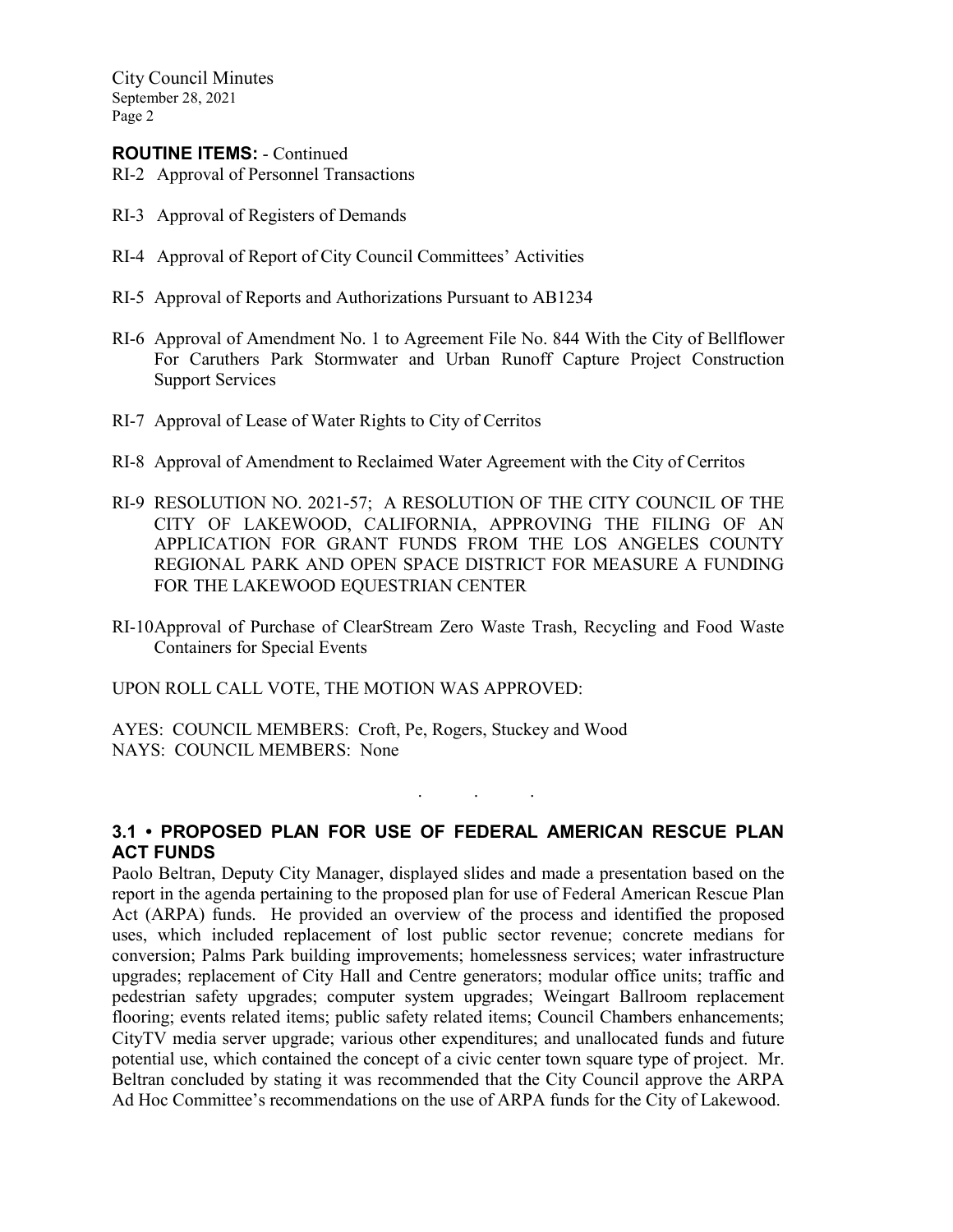**ROUTINE ITEMS:** - Continued

RI-2 Approval of Personnel Transactions

RI-3 Approval of Registers of Demands

RI-4 Approval of Report of City Council Committees' Activities

RI-5 Approval of Reports and Authorizations Pursuant to AB1234

RI-6 Approval of Amendment No. 1 to Agreement File No. 844 With the City of Bellflower For Caruthers Park Stormwater and Urban Runoff Capture Project Construction Support Services

RI-7 Approval of Lease of Water Rights to City of Cerritos

RI-8 Approval of Amendment to Reclaimed Water Agreement with the City of Cerritos

RI-9 RESOLUTION NO. 2021-57; A RESOLUTION OF THE CITY COUNCIL OF THE CITY OF LAKEWOOD, CALIFORNIA, APPROVING THE FILING OF AN APPLICATION FOR GRANT FUNDS FROM THE LOS ANGELES COUNTY REGIONAL PARK AND OPEN SPACE DISTRICT FOR MEASURE A FUNDING FOR THE LAKEWOOD EQUESTRIAN CENTER

RI-10 Approval of Purchase of ClearStream Zero Waste Trash, Recycling and Food Waste Containers for Special Events

UPON ROLL CALL VOTE, THE MOTION WAS APPROVED:

AYES: COUNCIL MEMBERS: Croft, Pe, Rogers, Stuckey and Wood
NAYS: COUNCIL MEMBERS: None

. . .

**3.1 • PROPOSED PLAN FOR USE OF FEDERAL AMERICAN RESCUE PLAN ACT FUNDS**

Paolo Beltran, Deputy City Manager, displayed slides and made a presentation based on the report in the agenda pertaining to the proposed plan for use of Federal American Rescue Plan Act (ARPA) funds. He provided an overview of the process and identified the proposed uses, which included replacement of lost public sector revenue; concrete medians for conversion; Palms Park building improvements; homelessness services; water infrastructure upgrades; replacement of City Hall and Centre generators; modular office units; traffic and pedestrian safety upgrades; computer system upgrades; Weingart Ballroom replacement flooring; events related items; public safety related items; Council Chambers enhancements; CityTV media server upgrade; various other expenditures; and unallocated funds and future potential use, which contained the concept of a civic center town square type of project. Mr. Beltran concluded by stating it was recommended that the City Council approve the ARPA Ad Hoc Committee's recommendations on the use of ARPA funds for the City of Lakewood.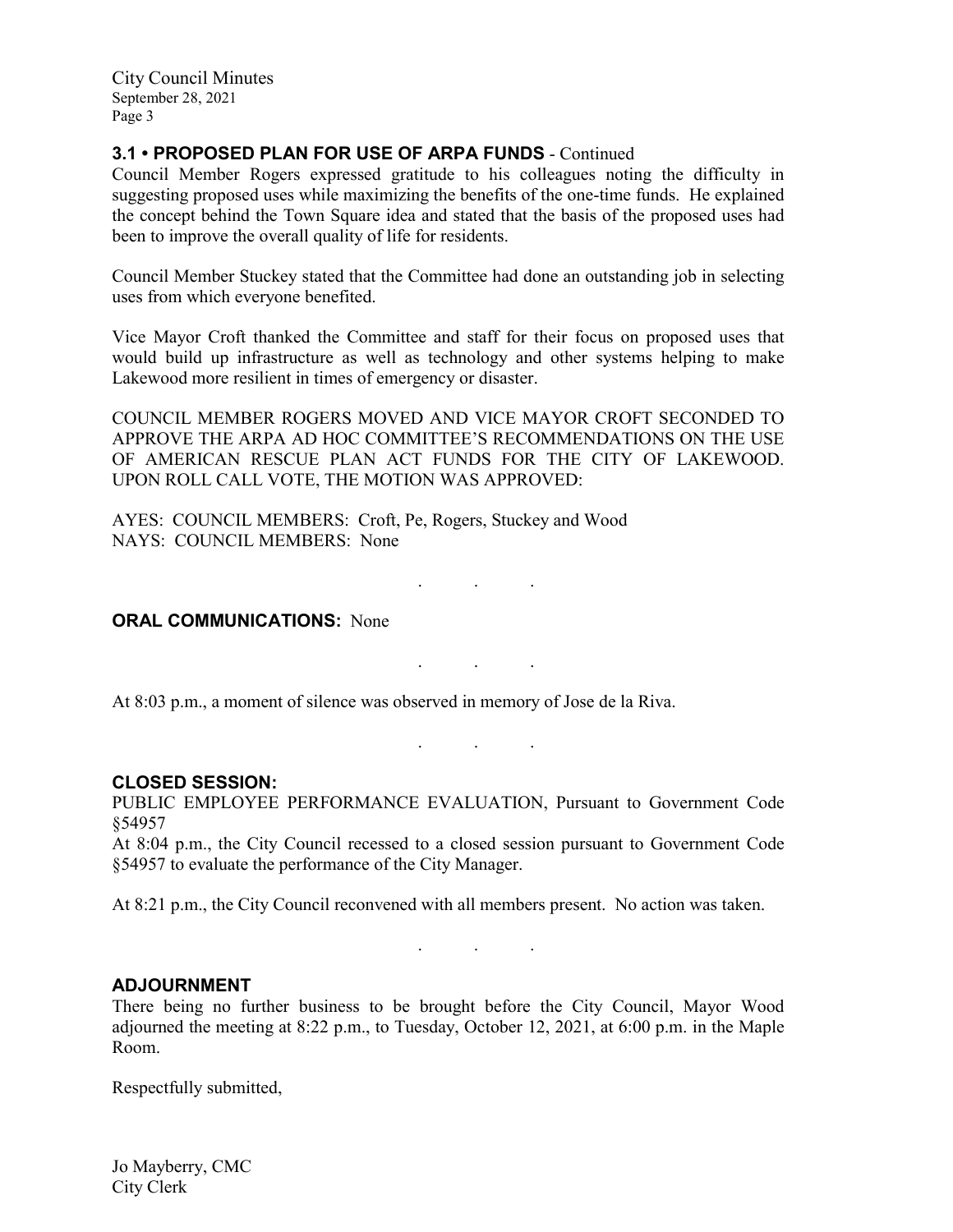### 3.1 • PROPOSED PLAN FOR USE OF ARPA FUNDS - Continued

Council Member Rogers expressed gratitude to his colleagues noting the difficulty in suggesting proposed uses while maximizing the benefits of the one-time funds. He explained the concept behind the Town Square idea and stated that the basis of the proposed uses had been to improve the overall quality of life for residents.

Council Member Stuckey stated that the Committee had done an outstanding job in selecting uses from which everyone benefited.

Vice Mayor Croft thanked the Committee and staff for their focus on proposed uses that would build up infrastructure as well as technology and other systems helping to make Lakewood more resilient in times of emergency or disaster.

COUNCIL MEMBER ROGERS MOVED AND VICE MAYOR CROFT SECONDED TO APPROVE THE ARPA AD HOC COMMITTEE'S RECOMMENDATIONS ON THE USE OF AMERICAN RESCUE PLAN ACT FUNDS FOR THE CITY OF LAKEWOOD. UPON ROLL CALL VOTE, THE MOTION WAS APPROVED:

AYES: COUNCIL MEMBERS: Croft, Pe, Rogers, Stuckey and Wood
NAYS: COUNCIL MEMBERS: None

. . .

### ORAL COMMUNICATIONS: None

. . .

At 8:03 p.m., a moment of silence was observed in memory of Jose de la Riva.

. . .

### CLOSED SESSION:

PUBLIC EMPLOYEE PERFORMANCE EVALUATION, Pursuant to Government Code §54957
At 8:04 p.m., the City Council recessed to a closed session pursuant to Government Code §54957 to evaluate the performance of the City Manager.

At 8:21 p.m., the City Council reconvened with all members present. No action was taken.

. . .

### ADJOURNMENT

There being no further business to be brought before the City Council, Mayor Wood adjourned the meeting at 8:22 p.m., to Tuesday, October 12, 2021, at 6:00 p.m. in the Maple Room.

Respectfully submitted,

Jo Mayberry, CMC
City Clerk